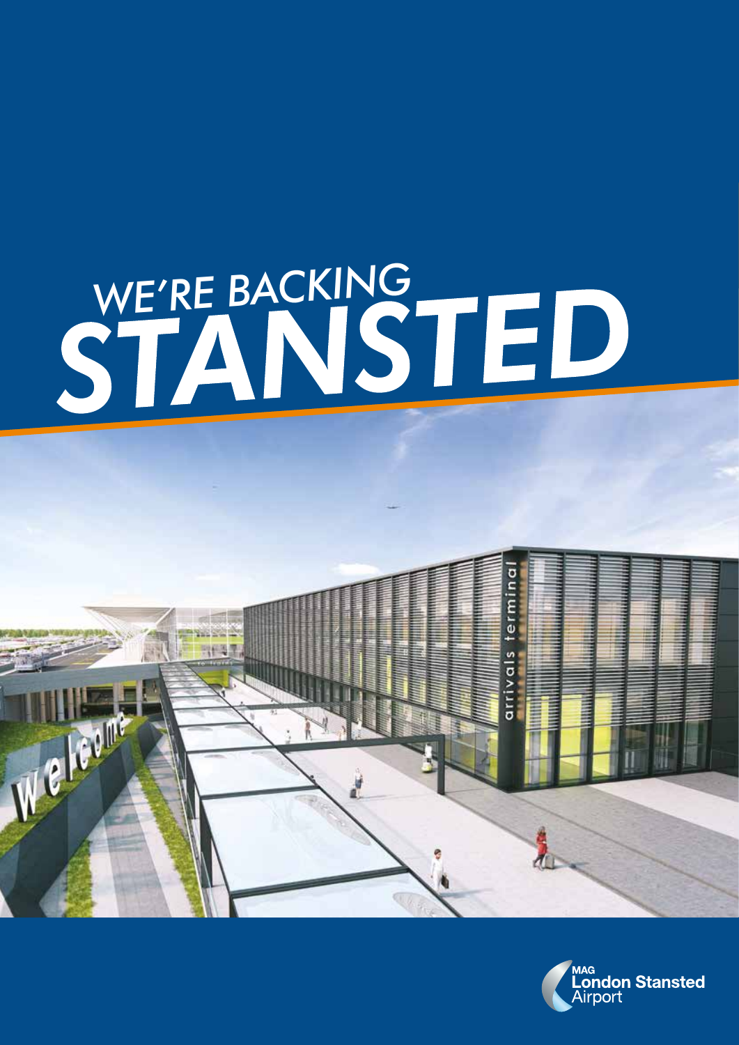# WE'RE BACKING STANSTED

MAG London Stansted Airport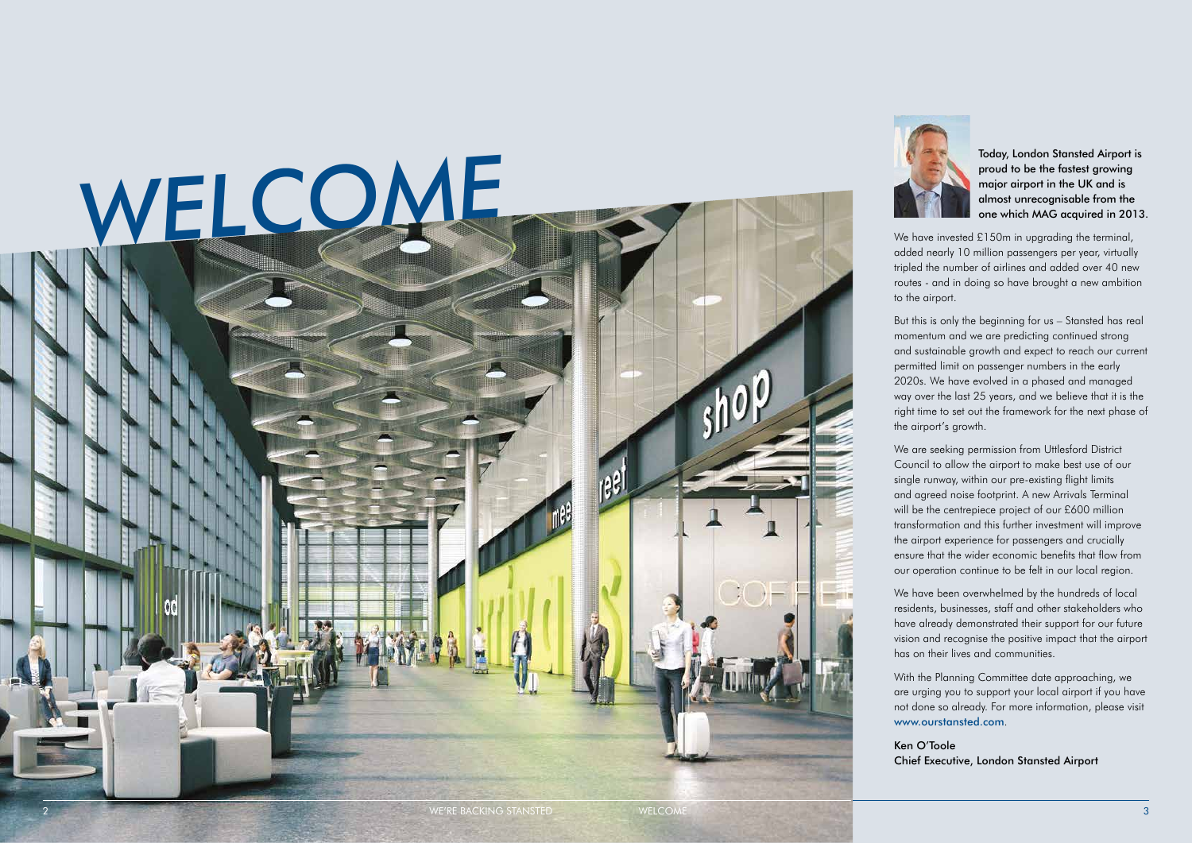# WELCOME

**Today, London Stansted Airport is proud to be the fastest growing major airport in the UK and is almost unrecognisable from the one which MAG acquired in 2013.**

We have invested £150m in upgrading the terminal, added nearly 10 million passengers per year, virtually tripled the number of airlines and added over 40 new routes - and in doing so have brought a new ambition to the airport.

But this is only the beginning for us – Stansted has real momentum and we are predicting continued strong and sustainable growth and expect to reach our current permitted limit on passenger numbers in the early 2020s. We have evolved in a phased and managed way over the last 25 years, and we believe that it is the right time to set out the framework for the next phase of the airport's growth.

We are seeking permission from Uttlesford District Council to allow the airport to make best use of our single runway, within our pre-existing flight limits and agreed noise footprint. A new Arrivals Terminal will be the centrepiece project of our £600 million transformation and this further investment will improve the airport experience for passengers and crucially ensure that the wider economic benefits that flow from our operation continue to be felt in our local region.

We have been overwhelmed by the hundreds of local residents, businesses, staff and other stakeholders who have already demonstrated their support for our future vision and recognise the positive impact that the airport has on their lives and communities.

With the Planning Committee date approaching, we are urging you to support your local airport if you have not done so already. For more information, please visit www.ourstansted.com.

Ken O'Toole
Chief Executive, London Stansted Airport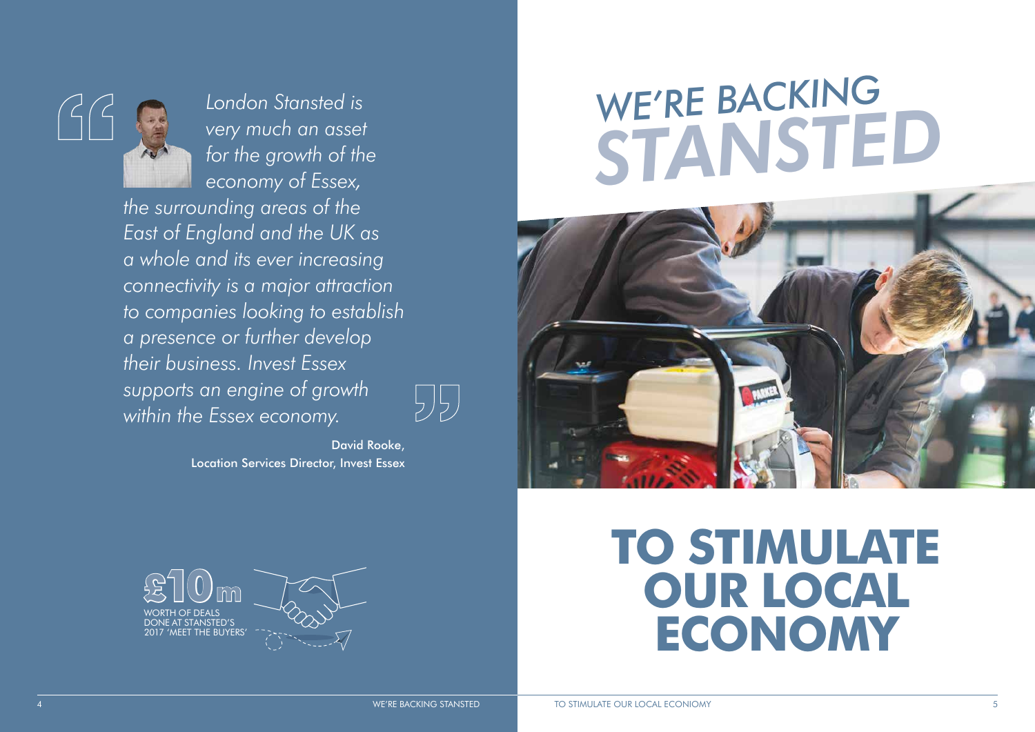> *London Stansted is very much an asset for the growth of the economy of Essex, the surrounding areas of the East of England and the UK as a whole and its ever increasing connectivity is a major attraction to companies looking to establish a presence or further develop their business. Invest Essex supports an engine of growth within the Essex economy.*

David Rooke,
Location Services Director, Invest Essex

**£10m**
WORTH OF DEALS DONE AT STANSTED'S 2017 'MEET THE BUYERS'

# WE'RE BACKING STANSTED

# TO STIMULATE OUR LOCAL ECONOMY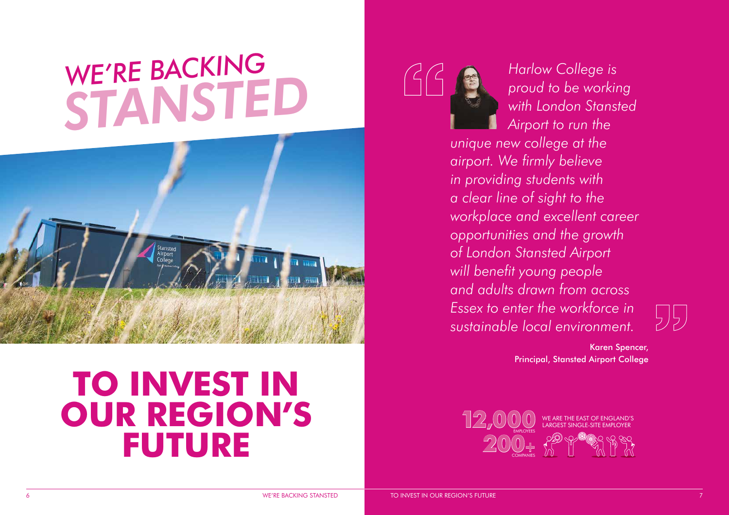# WE'RE BACKING STANSTED

# TO INVEST IN OUR REGION'S FUTURE

*Harlow College is proud to be working with London Stansted Airport to run the unique new college at the airport. We firmly believe in providing students with a clear line of sight to the workplace and excellent career opportunities and the growth of London Stansted Airport will benefit young people and adults drawn from across Essex to enter the workforce in sustainable local environment.*

Karen Spencer,
Principal, Stansted Airport College

**12,000** EMPLOYEES

**200+** COMPANIES

WE ARE THE EAST OF ENGLAND'S LARGEST SINGLE-SITE EMPLOYER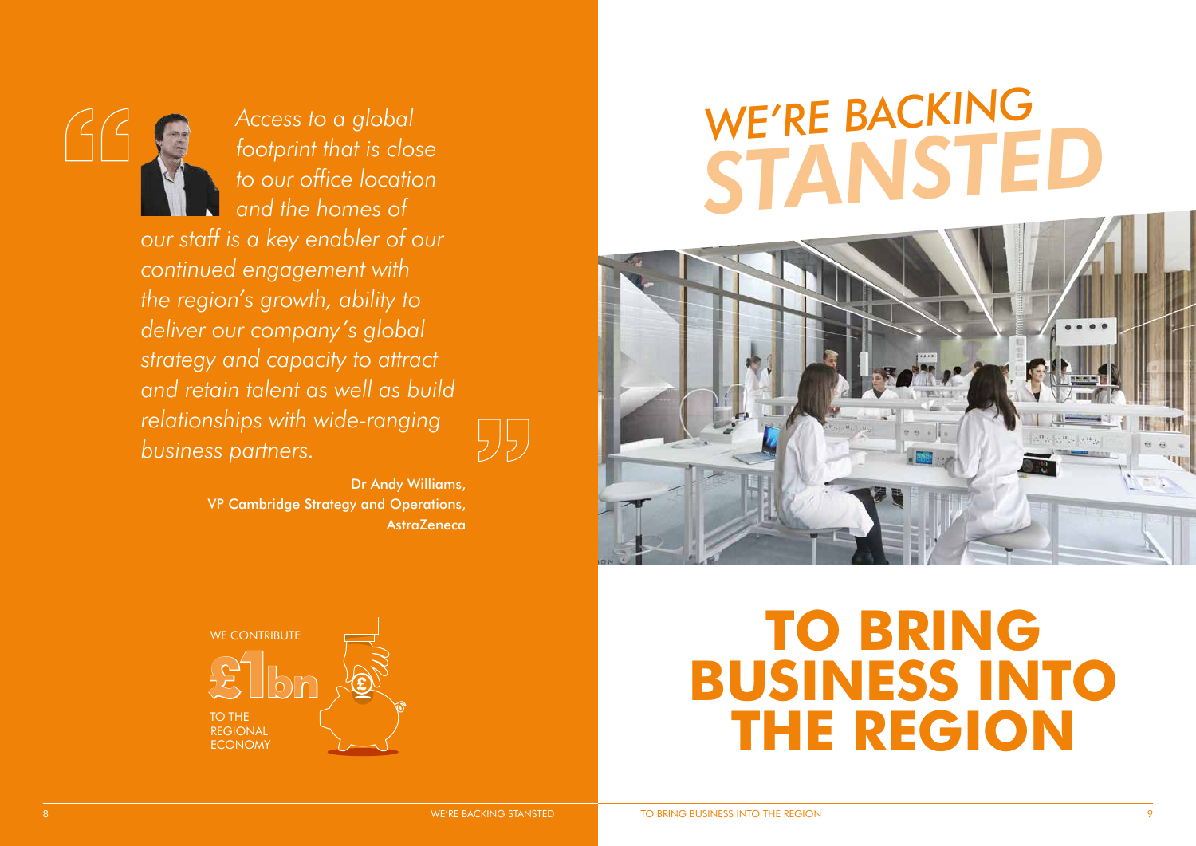> *Access to a global footprint that is close to our office location and the homes of our staff is a key enabler of our continued engagement with the region's growth, ability to deliver our company's global strategy and capacity to attract and retain talent as well as build relationships with wide-ranging business partners.*

Dr Andy Williams,
VP Cambridge Strategy and Operations,
AstraZeneca

WE CONTRIBUTE **£1bn** TO THE REGIONAL ECONOMY

# WE'RE BACKING STANSTED

# TO BRING BUSINESS INTO THE REGION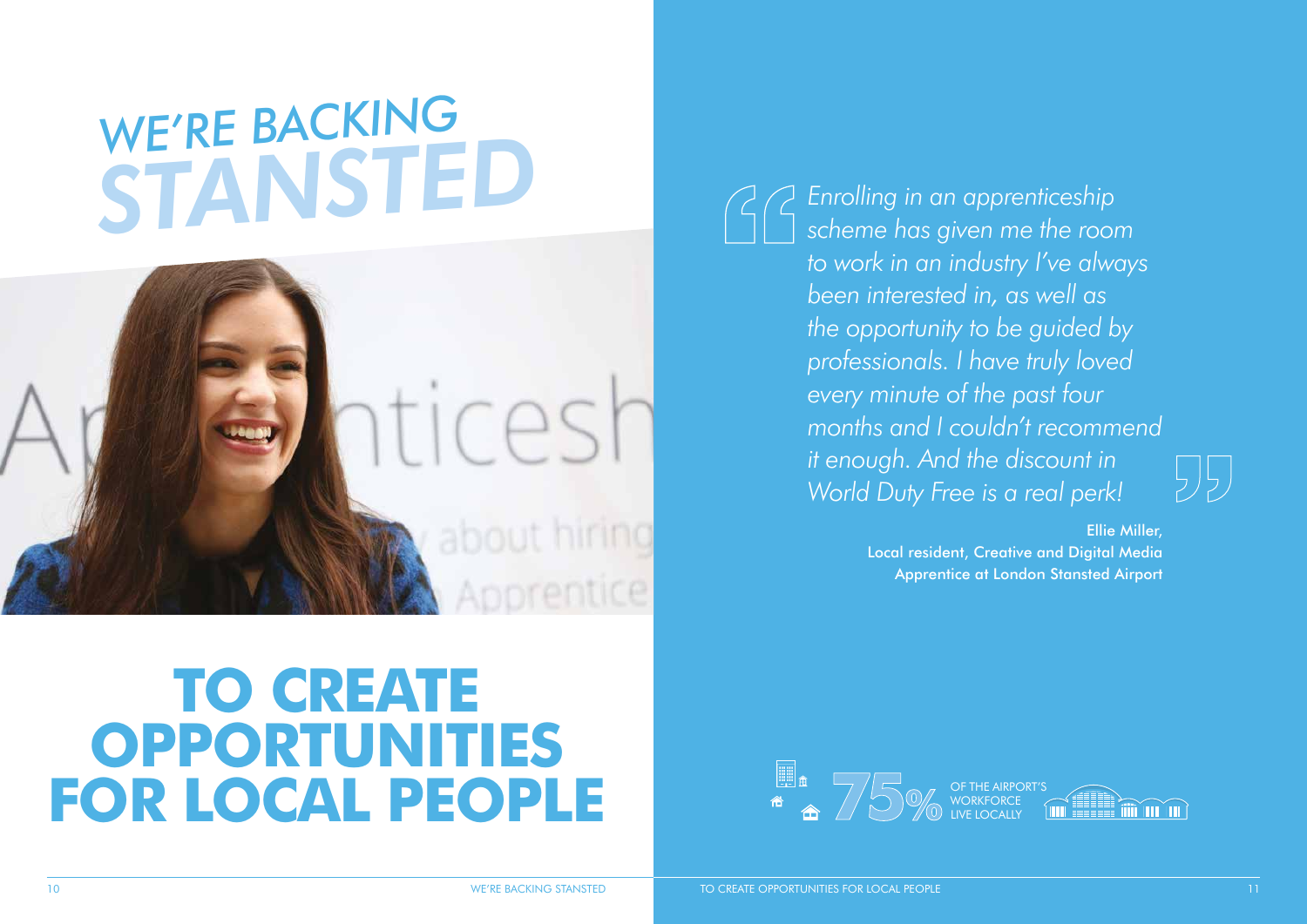# WE'RE BACKING STANSTED

# TO CREATE OPPORTUNITIES FOR LOCAL PEOPLE

*Enrolling in an apprenticeship scheme has given me the room to work in an industry I've always been interested in, as well as the opportunity to be guided by professionals. I have truly loved every minute of the past four months and I couldn't recommend it enough. And the discount in World Duty Free is a real perk!*

Ellie Miller,
Local resident, Creative and Digital Media Apprentice at London Stansted Airport

**75%** OF THE AIRPORT'S WORKFORCE LIVE LOCALLY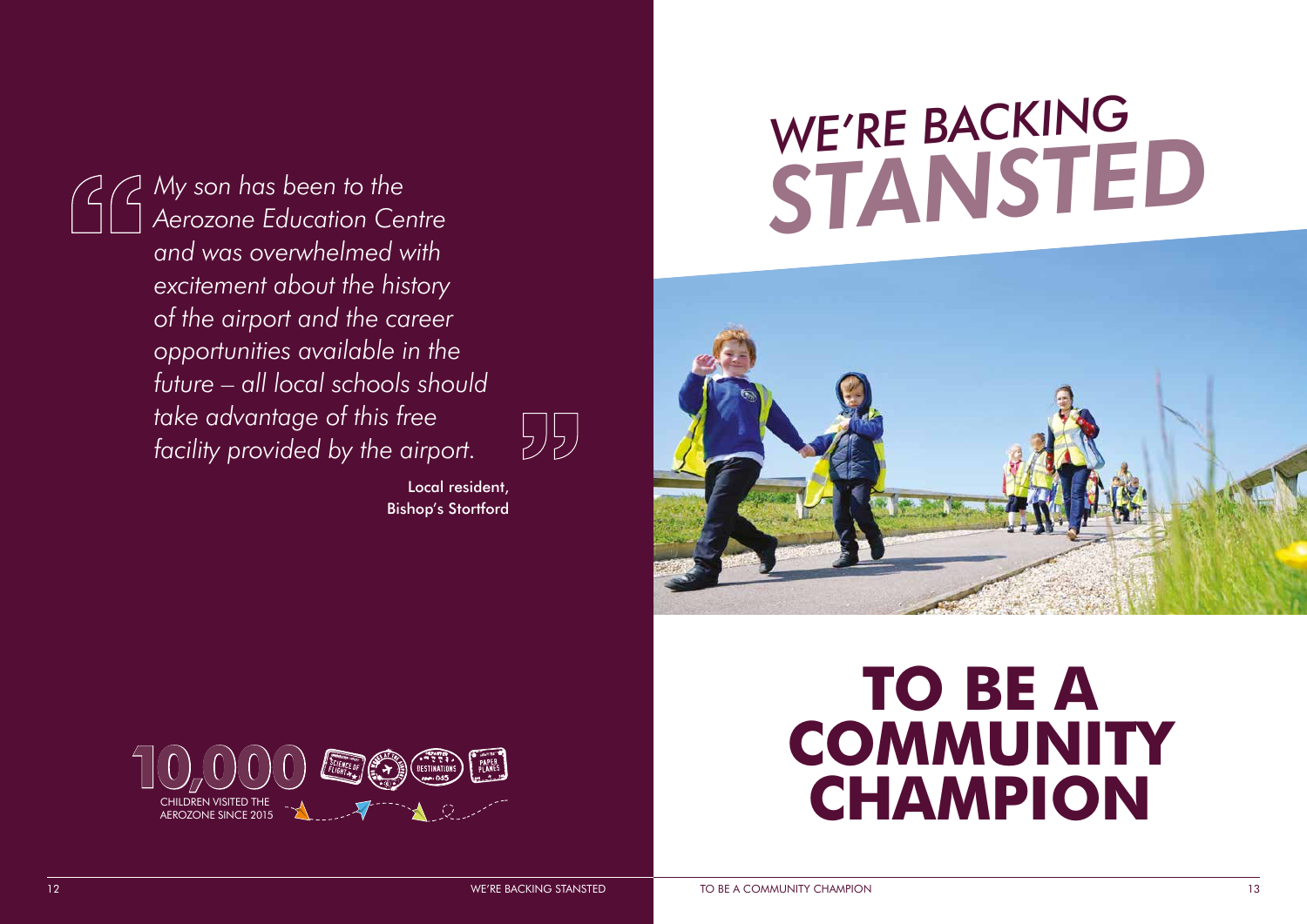> *My son has been to the Aerozone Education Centre and was overwhelmed with excitement about the history of the airport and the career opportunities available in the future – all local schools should take advantage of this free facility provided by the airport.*
>
> Local resident, Bishop's Stortford

**10,000** CHILDREN VISITED THE AEROZONE SINCE 2015

# WE'RE BACKING STANSTED

# TO BE A COMMUNITY CHAMPION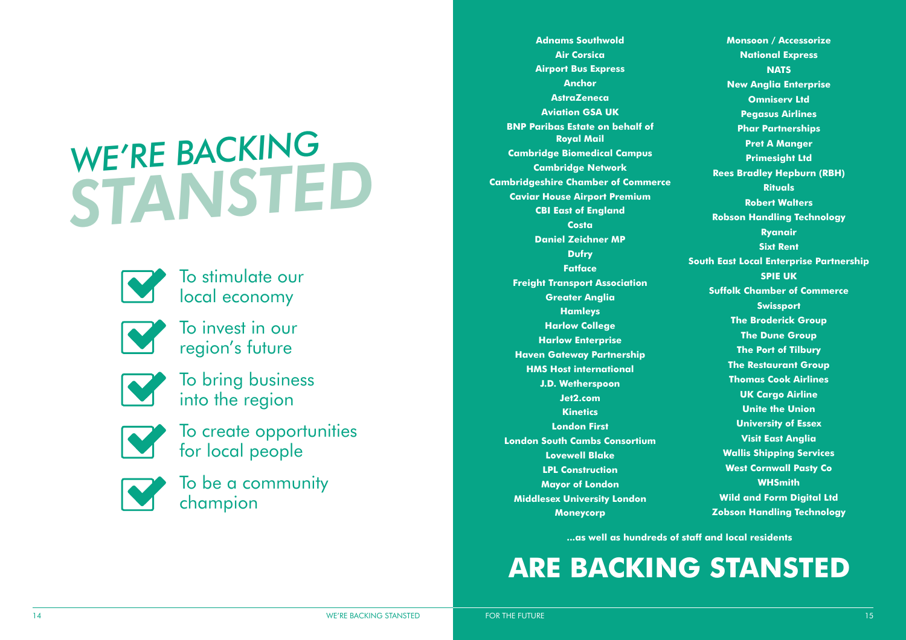# WE'RE BACKING STANSTED

- To stimulate our local economy
- To invest in our region's future
- To bring business into the region
- To create opportunities for local people
- To be a community champion

**Adnams Southwold**
**Air Corsica**
**Airport Bus Express**
**Anchor**
**AstraZeneca**
**Aviation GSA UK**
**BNP Paribas Estate on behalf of Royal Mail**
**Cambridge Biomedical Campus**
**Cambridge Network**
**Cambridgeshire Chamber of Commerce**
**Caviar House Airport Premium**
**CBI East of England**
**Costa**
**Daniel Zeichner MP**
**Dufry**
**Fatface**
**Freight Transport Association**
**Greater Anglia**
**Hamleys**
**Harlow College**
**Harlow Enterprise**
**Haven Gateway Partnership**
**HMS Host international**
**J.D. Wetherspoon**
**Jet2.com**
**Kinetics**
**London First**
**London South Cambs Consortium**
**Lovewell Blake**
**LPL Construction**
**Mayor of London**
**Middlesex University London**
**Moneycorp**
**Monsoon / Accessorize**
**National Express**
**NATS**
**New Anglia Enterprise**
**Omniserv Ltd**
**Pegasus Airlines**
**Phar Partnerships**
**Pret A Manger**
**Primesight Ltd**
**Rees Bradley Hepburn (RBH)**
**Rituals**
**Robert Walters**
**Robson Handling Technology**
**Ryanair**
**Sixt Rent**
**South East Local Enterprise Partnership**
**SPIE UK**
**Suffolk Chamber of Commerce**
**Swissport**
**The Broderick Group**
**The Dune Group**
**The Port of Tilbury**
**The Restaurant Group**
**Thomas Cook Airlines**
**UK Cargo Airline**
**Unite the Union**
**University of Essex**
**Visit East Anglia**
**Wallis Shipping Services**
**West Cornwall Pasty Co**
**WHSmith**
**Wild and Form Digital Ltd**
**Zobson Handling Technology**

**...as well as hundreds of staff and local residents**

# ARE BACKING STANSTED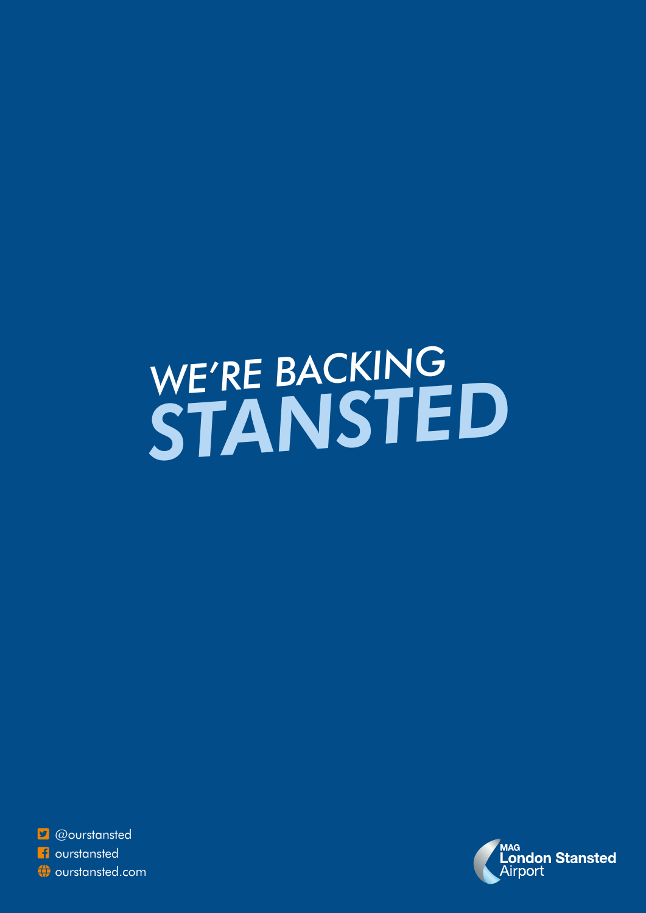# WE'RE BACKING STANSTED

@ourstansted

ourstansted

ourstansted.com

MAG London Stansted Airport